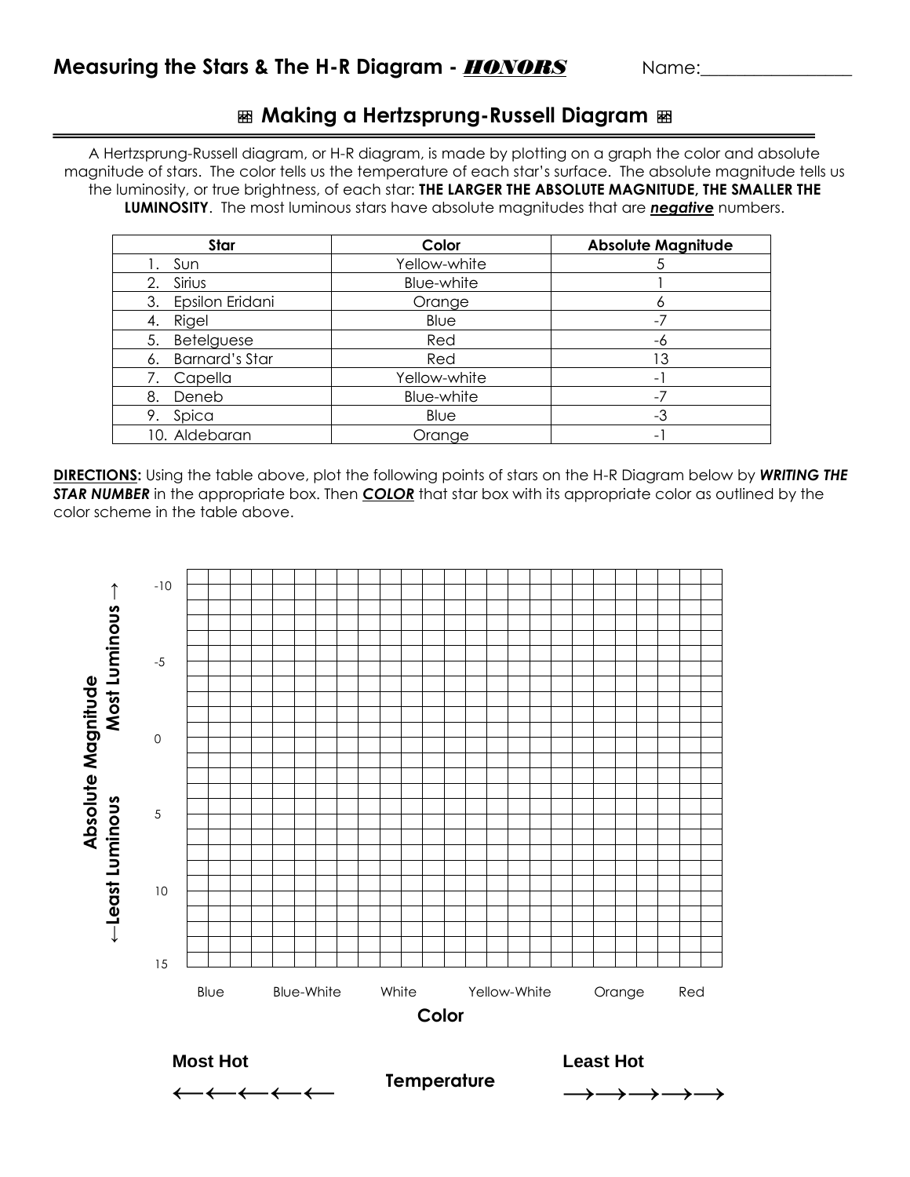# Measuring the Stars & The H-R Diagram - *HONORS*

Name:________________

## ⊞ Making a Hertzsprung-Russell Diagram ⊞

A Hertzsprung-Russell diagram, or H-R diagram, is made by plotting on a graph the color and absolute magnitude of stars. The color tells us the temperature of each star's surface. The absolute magnitude tells us the luminosity, or true brightness, of each star: **THE LARGER THE ABSOLUTE MAGNITUDE, THE SMALLER THE LUMINOSITY**. The most luminous stars have absolute magnitudes that are ***negative*** numbers.

| Star | Color | Absolute Magnitude |
|---|---|---|
| 1. Sun | Yellow-white | 5 |
| 2. Sirius | Blue-white | 1 |
| 3. Epsilon Eridani | Orange | 6 |
| 4. Rigel | Blue | -7 |
| 5. Betelguese | Red | -6 |
| 6. Barnard's Star | Red | 13 |
| 7. Capella | Yellow-white | -1 |
| 8. Deneb | Blue-white | -7 |
| 9. Spica | Blue | -3 |
| 10. Aldebaran | Orange | -1 |

**DIRECTIONS:** Using the table above, plot the following points of stars on the H-R Diagram below by ***WRITING THE STAR NUMBER*** in the appropriate box. Then ***COLOR*** that star box with its appropriate color as outlined by the color scheme in the table above.

Absolute Magnitude (←Least Luminous / Most Luminous→)

-10
-5
0
5
10
15

Blue Blue-White White Yellow-White Orange Red

**Color**

**Most Hot** ←←←←← **Temperature** →→→→→ **Least Hot**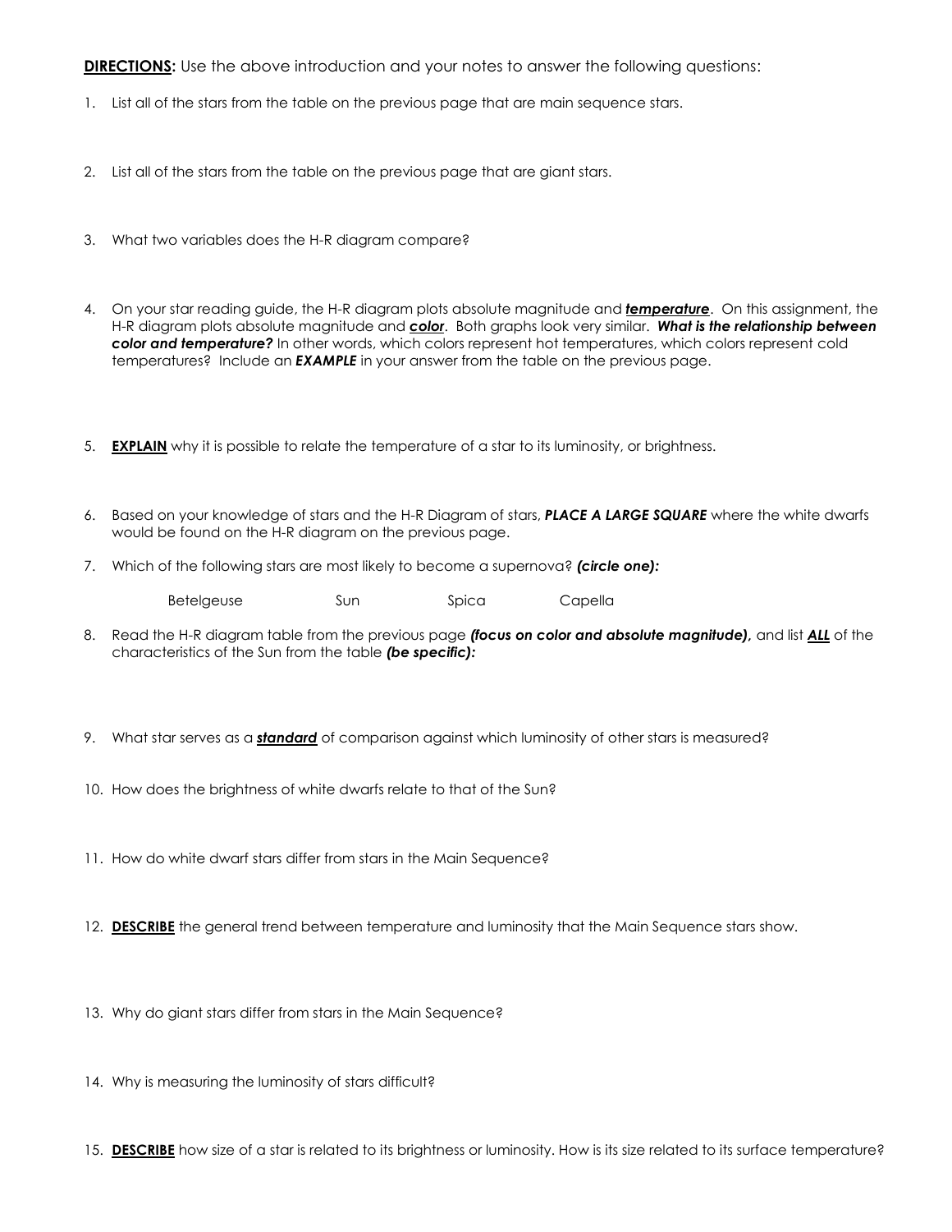**<u>DIRECTIONS</u>:** Use the above introduction and your notes to answer the following questions:

1. List all of the stars from the table on the previous page that are main sequence stars.

2. List all of the stars from the table on the previous page that are giant stars.

3. What two variables does the H-R diagram compare?

4. On your star reading guide, the H-R diagram plots absolute magnitude and ***<u>temperature</u>***. On this assignment, the H-R diagram plots absolute magnitude and ***<u>color</u>***. Both graphs look very similar. ***What is the relationship between color and temperature?*** In other words, which colors represent hot temperatures, which colors represent cold temperatures? Include an ***EXAMPLE*** in your answer from the table on the previous page.

5. **<u>EXPLAIN</u>** why it is possible to relate the temperature of a star to its luminosity, or brightness.

6. Based on your knowledge of stars and the H-R Diagram of stars, ***PLACE A LARGE SQUARE*** where the white dwarfs would be found on the H-R diagram on the previous page.

7. Which of the following stars are most likely to become a supernova? ***(circle one):***

   Betelgeuse Sun Spica Capella

8. Read the H-R diagram table from the previous page ***(focus on color and absolute magnitude),*** and list ***<u>ALL</u>*** of the characteristics of the Sun from the table ***(be specific):***

9. What star serves as a ***<u>standard</u>*** of comparison against which luminosity of other stars is measured?

10. How does the brightness of white dwarfs relate to that of the Sun?

11. How do white dwarf stars differ from stars in the Main Sequence?

12. **<u>DESCRIBE</u>** the general trend between temperature and luminosity that the Main Sequence stars show.

13. Why do giant stars differ from stars in the Main Sequence?

14. Why is measuring the luminosity of stars difficult?

15. **<u>DESCRIBE</u>** how size of a star is related to its brightness or luminosity. How is its size related to its surface temperature?